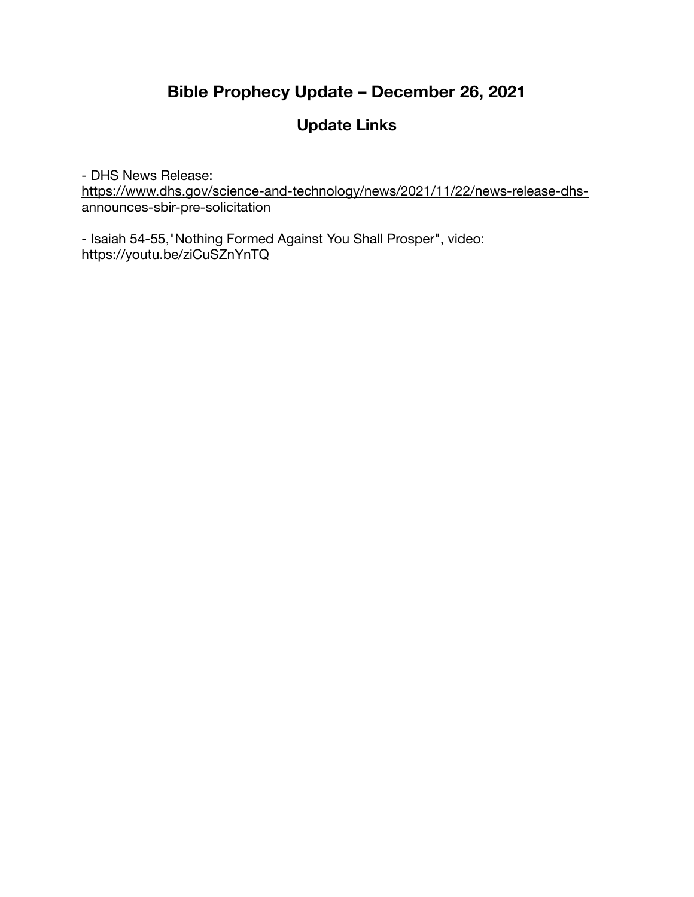# Bible Prophecy Update – December 26, 2021

## Update Links

- DHS News Release: https://www.dhs.gov/science-and-technology/news/2021/11/22/news-release-dhs-announces-sbir-pre-solicitation

- Isaiah 54-55,"Nothing Formed Against You Shall Prosper", video: https://youtu.be/ziCuSZnYnTQ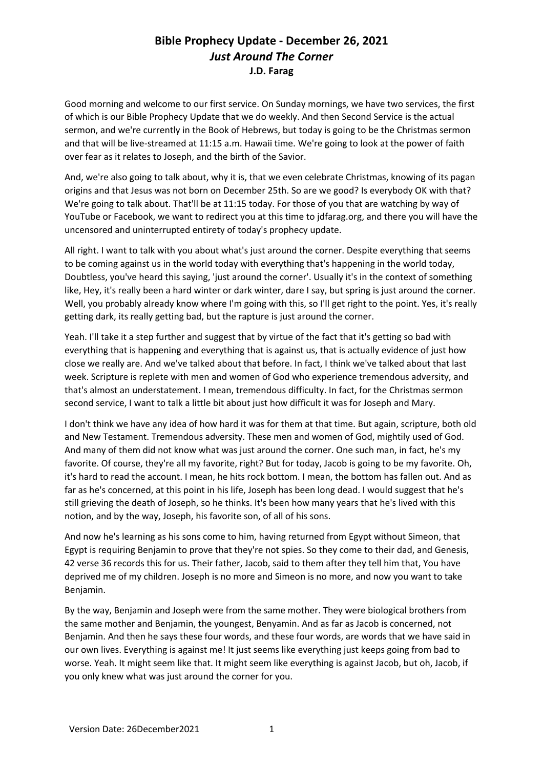# Bible Prophecy Update - December 26, 2021
## *Just Around The Corner*
### J.D. Farag

Good morning and welcome to our first service. On Sunday mornings, we have two services, the first of which is our Bible Prophecy Update that we do weekly. And then Second Service is the actual sermon, and we're currently in the Book of Hebrews, but today is going to be the Christmas sermon and that will be live-streamed at 11:15 a.m. Hawaii time. We're going to look at the power of faith over fear as it relates to Joseph, and the birth of the Savior.

And, we're also going to talk about, why it is, that we even celebrate Christmas, knowing of its pagan origins and that Jesus was not born on December 25th. So are we good? Is everybody OK with that? We're going to talk about. That'll be at 11:15 today. For those of you that are watching by way of YouTube or Facebook, we want to redirect you at this time to jdfarag.org, and there you will have the uncensored and uninterrupted entirety of today's prophecy update.

All right. I want to talk with you about what's just around the corner. Despite everything that seems to be coming against us in the world today with everything that's happening in the world today, Doubtless, you've heard this saying, 'just around the corner'. Usually it's in the context of something like, Hey, it's really been a hard winter or dark winter, dare I say, but spring is just around the corner. Well, you probably already know where I'm going with this, so I'll get right to the point. Yes, it's really getting dark, its really getting bad, but the rapture is just around the corner.

Yeah. I'll take it a step further and suggest that by virtue of the fact that it's getting so bad with everything that is happening and everything that is against us, that is actually evidence of just how close we really are. And we've talked about that before. In fact, I think we've talked about that last week. Scripture is replete with men and women of God who experience tremendous adversity, and that's almost an understatement. I mean, tremendous difficulty. In fact, for the Christmas sermon second service, I want to talk a little bit about just how difficult it was for Joseph and Mary.

I don't think we have any idea of how hard it was for them at that time. But again, scripture, both old and New Testament. Tremendous adversity. These men and women of God, mightily used of God. And many of them did not know what was just around the corner. One such man, in fact, he's my favorite. Of course, they're all my favorite, right? But for today, Jacob is going to be my favorite. Oh, it's hard to read the account. I mean, he hits rock bottom. I mean, the bottom has fallen out. And as far as he's concerned, at this point in his life, Joseph has been long dead. I would suggest that he's still grieving the death of Joseph, so he thinks. It's been how many years that he's lived with this notion, and by the way, Joseph, his favorite son, of all of his sons.

And now he's learning as his sons come to him, having returned from Egypt without Simeon, that Egypt is requiring Benjamin to prove that they're not spies. So they come to their dad, and Genesis, 42 verse 36 records this for us. Their father, Jacob, said to them after they tell him that, You have deprived me of my children. Joseph is no more and Simeon is no more, and now you want to take Benjamin.

By the way, Benjamin and Joseph were from the same mother. They were biological brothers from the same mother and Benjamin, the youngest, Benyamin. And as far as Jacob is concerned, not Benjamin. And then he says these four words, and these four words, are words that we have said in our own lives. Everything is against me! It just seems like everything just keeps going from bad to worse. Yeah. It might seem like that. It might seem like everything is against Jacob, but oh, Jacob, if you only knew what was just around the corner for you.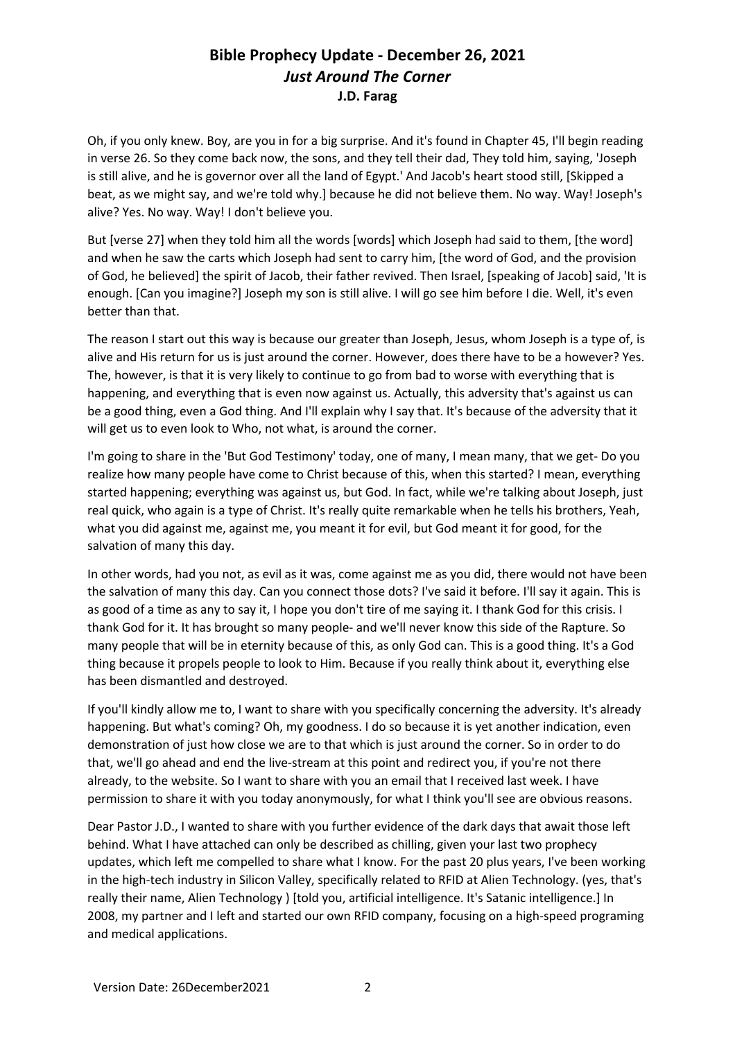# Bible Prophecy Update - December 26, 2021
## *Just Around The Corner*
**J.D. Farag**

Oh, if you only knew. Boy, are you in for a big surprise. And it's found in Chapter 45, I'll begin reading in verse 26. So they come back now, the sons, and they tell their dad, They told him, saying, 'Joseph is still alive, and he is governor over all the land of Egypt.' And Jacob's heart stood still, [Skipped a beat, as we might say, and we're told why.] because he did not believe them. No way. Way! Joseph's alive? Yes. No way. Way! I don't believe you.

But [verse 27] when they told him all the words [words] which Joseph had said to them, [the word] and when he saw the carts which Joseph had sent to carry him, [the word of God, and the provision of God, he believed] the spirit of Jacob, their father revived. Then Israel, [speaking of Jacob] said, 'It is enough. [Can you imagine?] Joseph my son is still alive. I will go see him before I die. Well, it's even better than that.

The reason I start out this way is because our greater than Joseph, Jesus, whom Joseph is a type of, is alive and His return for us is just around the corner. However, does there have to be a however? Yes. The, however, is that it is very likely to continue to go from bad to worse with everything that is happening, and everything that is even now against us. Actually, this adversity that's against us can be a good thing, even a God thing. And I'll explain why I say that. It's because of the adversity that it will get us to even look to Who, not what, is around the corner.

I'm going to share in the 'But God Testimony' today, one of many, I mean many, that we get- Do you realize how many people have come to Christ because of this, when this started? I mean, everything started happening; everything was against us, but God. In fact, while we're talking about Joseph, just real quick, who again is a type of Christ. It's really quite remarkable when he tells his brothers, Yeah, what you did against me, against me, you meant it for evil, but God meant it for good, for the salvation of many this day.

In other words, had you not, as evil as it was, come against me as you did, there would not have been the salvation of many this day. Can you connect those dots? I've said it before. I'll say it again. This is as good of a time as any to say it, I hope you don't tire of me saying it. I thank God for this crisis. I thank God for it. It has brought so many people- and we'll never know this side of the Rapture. So many people that will be in eternity because of this, as only God can. This is a good thing. It's a God thing because it propels people to look to Him. Because if you really think about it, everything else has been dismantled and destroyed.

If you'll kindly allow me to, I want to share with you specifically concerning the adversity. It's already happening. But what's coming? Oh, my goodness. I do so because it is yet another indication, even demonstration of just how close we are to that which is just around the corner. So in order to do that, we'll go ahead and end the live-stream at this point and redirect you, if you're not there already, to the website. So I want to share with you an email that I received last week. I have permission to share it with you today anonymously, for what I think you'll see are obvious reasons.

Dear Pastor J.D., I wanted to share with you further evidence of the dark days that await those left behind. What I have attached can only be described as chilling, given your last two prophecy updates, which left me compelled to share what I know. For the past 20 plus years, I've been working in the high-tech industry in Silicon Valley, specifically related to RFID at Alien Technology. (yes, that's really their name, Alien Technology ) [told you, artificial intelligence. It's Satanic intelligence.] In 2008, my partner and I left and started our own RFID company, focusing on a high-speed programing and medical applications.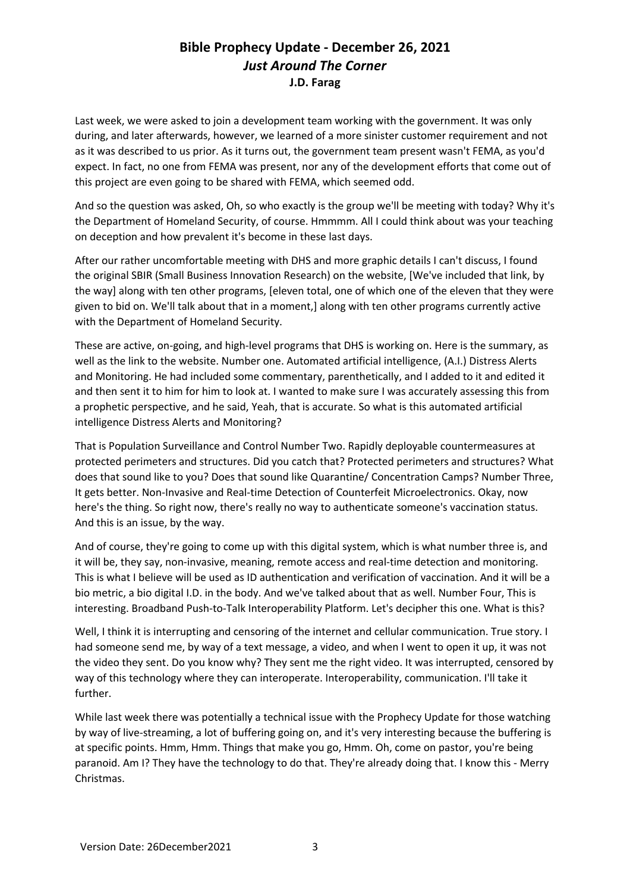# Bible Prophecy Update - December 26, 2021

## *Just Around The Corner*

### J.D. Farag

Last week, we were asked to join a development team working with the government. It was only during, and later afterwards, however, we learned of a more sinister customer requirement and not as it was described to us prior. As it turns out, the government team present wasn't FEMA, as you'd expect. In fact, no one from FEMA was present, nor any of the development efforts that come out of this project are even going to be shared with FEMA, which seemed odd.

And so the question was asked, Oh, so who exactly is the group we'll be meeting with today? Why it's the Department of Homeland Security, of course. Hmmmm. All I could think about was your teaching on deception and how prevalent it's become in these last days.

After our rather uncomfortable meeting with DHS and more graphic details I can't discuss, I found the original SBIR (Small Business Innovation Research) on the website, [We've included that link, by the way] along with ten other programs, [eleven total, one of which one of the eleven that they were given to bid on. We'll talk about that in a moment,] along with ten other programs currently active with the Department of Homeland Security.

These are active, on-going, and high-level programs that DHS is working on. Here is the summary, as well as the link to the website. Number one. Automated artificial intelligence, (A.I.) Distress Alerts and Monitoring. He had included some commentary, parenthetically, and I added to it and edited it and then sent it to him for him to look at. I wanted to make sure I was accurately assessing this from a prophetic perspective, and he said, Yeah, that is accurate. So what is this automated artificial intelligence Distress Alerts and Monitoring?

That is Population Surveillance and Control Number Two. Rapidly deployable countermeasures at protected perimeters and structures. Did you catch that? Protected perimeters and structures? What does that sound like to you? Does that sound like Quarantine/ Concentration Camps? Number Three, It gets better. Non-Invasive and Real-time Detection of Counterfeit Microelectronics. Okay, now here's the thing. So right now, there's really no way to authenticate someone's vaccination status. And this is an issue, by the way.

And of course, they're going to come up with this digital system, which is what number three is, and it will be, they say, non-invasive, meaning, remote access and real-time detection and monitoring. This is what I believe will be used as ID authentication and verification of vaccination. And it will be a bio metric, a bio digital I.D. in the body. And we've talked about that as well. Number Four, This is interesting. Broadband Push-to-Talk Interoperability Platform. Let's decipher this one. What is this?

Well, I think it is interrupting and censoring of the internet and cellular communication. True story. I had someone send me, by way of a text message, a video, and when I went to open it up, it was not the video they sent. Do you know why? They sent me the right video. It was interrupted, censored by way of this technology where they can interoperate. Interoperability, communication. I'll take it further.

While last week there was potentially a technical issue with the Prophecy Update for those watching by way of live-streaming, a lot of buffering going on, and it's very interesting because the buffering is at specific points. Hmm, Hmm. Things that make you go, Hmm. Oh, come on pastor, you're being paranoid. Am I? They have the technology to do that. They're already doing that. I know this - Merry Christmas.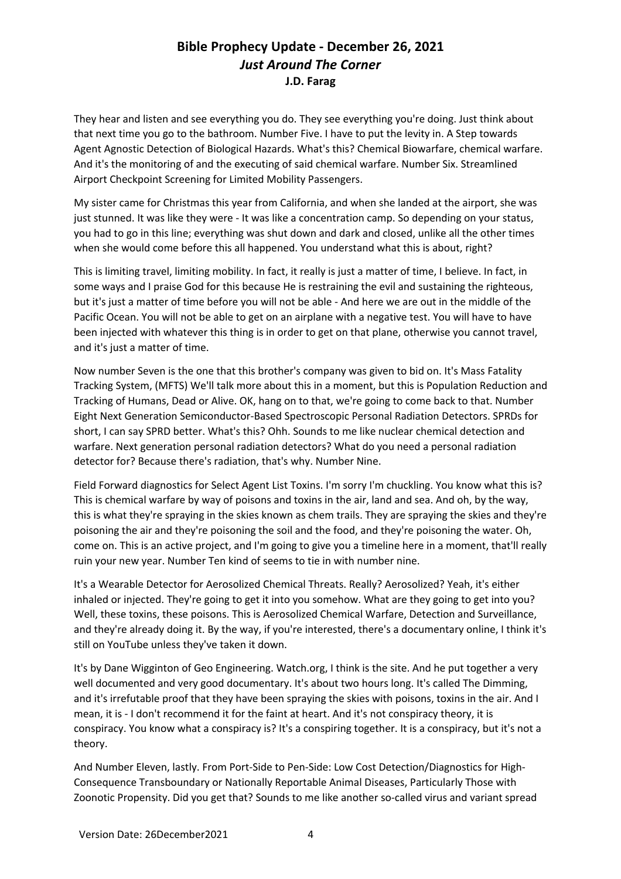They hear and listen and see everything you do. They see everything you're doing. Just think about that next time you go to the bathroom. Number Five. I have to put the levity in. A Step towards Agent Agnostic Detection of Biological Hazards. What's this? Chemical Biowarfare, chemical warfare. And it's the monitoring of and the executing of said chemical warfare. Number Six. Streamlined Airport Checkpoint Screening for Limited Mobility Passengers.

My sister came for Christmas this year from California, and when she landed at the airport, she was just stunned. It was like they were - It was like a concentration camp. So depending on your status, you had to go in this line; everything was shut down and dark and closed, unlike all the other times when she would come before this all happened. You understand what this is about, right?

This is limiting travel, limiting mobility. In fact, it really is just a matter of time, I believe. In fact, in some ways and I praise God for this because He is restraining the evil and sustaining the righteous, but it's just a matter of time before you will not be able - And here we are out in the middle of the Pacific Ocean. You will not be able to get on an airplane with a negative test. You will have to have been injected with whatever this thing is in order to get on that plane, otherwise you cannot travel, and it's just a matter of time.

Now number Seven is the one that this brother's company was given to bid on. It's Mass Fatality Tracking System, (MFTS) We'll talk more about this in a moment, but this is Population Reduction and Tracking of Humans, Dead or Alive. OK, hang on to that, we're going to come back to that. Number Eight Next Generation Semiconductor-Based Spectroscopic Personal Radiation Detectors. SPRDs for short, I can say SPRD better. What's this? Ohh. Sounds to me like nuclear chemical detection and warfare. Next generation personal radiation detectors? What do you need a personal radiation detector for? Because there's radiation, that's why. Number Nine.

Field Forward diagnostics for Select Agent List Toxins. I'm sorry I'm chuckling. You know what this is? This is chemical warfare by way of poisons and toxins in the air, land and sea. And oh, by the way, this is what they're spraying in the skies known as chem trails. They are spraying the skies and they're poisoning the air and they're poisoning the soil and the food, and they're poisoning the water. Oh, come on. This is an active project, and I'm going to give you a timeline here in a moment, that'll really ruin your new year. Number Ten kind of seems to tie in with number nine.

It's a Wearable Detector for Aerosolized Chemical Threats. Really? Aerosolized? Yeah, it's either inhaled or injected. They're going to get it into you somehow. What are they going to get into you? Well, these toxins, these poisons. This is Aerosolized Chemical Warfare, Detection and Surveillance, and they're already doing it. By the way, if you're interested, there's a documentary online, I think it's still on YouTube unless they've taken it down.

It's by Dane Wigginton of Geo Engineering. Watch.org, I think is the site. And he put together a very well documented and very good documentary. It's about two hours long. It's called The Dimming, and it's irrefutable proof that they have been spraying the skies with poisons, toxins in the air. And I mean, it is - I don't recommend it for the faint at heart. And it's not conspiracy theory, it is conspiracy. You know what a conspiracy is? It's a conspiring together. It is a conspiracy, but it's not a theory.

And Number Eleven, lastly. From Port-Side to Pen-Side: Low Cost Detection/Diagnostics for High-Consequence Transboundary or Nationally Reportable Animal Diseases, Particularly Those with Zoonotic Propensity. Did you get that? Sounds to me like another so-called virus and variant spread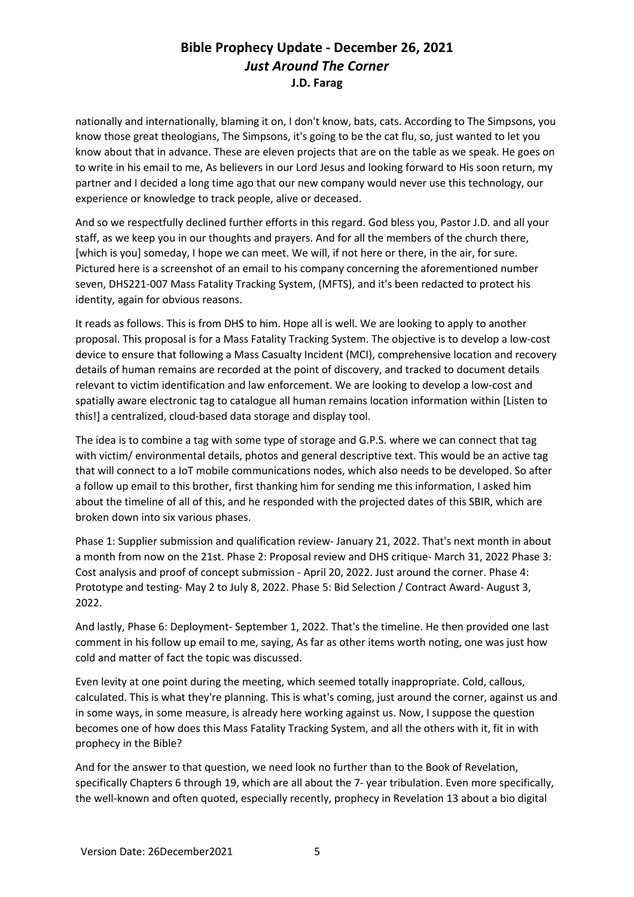nationally and internationally, blaming it on, I don't know, bats, cats. According to The Simpsons, you know those great theologians, The Simpsons, it's going to be the cat flu, so, just wanted to let you know about that in advance. These are eleven projects that are on the table as we speak. He goes on to write in his email to me, As believers in our Lord Jesus and looking forward to His soon return, my partner and I decided a long time ago that our new company would never use this technology, our experience or knowledge to track people, alive or deceased.

And so we respectfully declined further efforts in this regard. God bless you, Pastor J.D. and all your staff, as we keep you in our thoughts and prayers. And for all the members of the church there, [which is you] someday, I hope we can meet. We will, if not here or there, in the air, for sure. Pictured here is a screenshot of an email to his company concerning the aforementioned number seven, DHS221-007 Mass Fatality Tracking System, (MFTS), and it's been redacted to protect his identity, again for obvious reasons.

It reads as follows. This is from DHS to him. Hope all is well. We are looking to apply to another proposal. This proposal is for a Mass Fatality Tracking System. The objective is to develop a low-cost device to ensure that following a Mass Casualty Incident (MCI), comprehensive location and recovery details of human remains are recorded at the point of discovery, and tracked to document details relevant to victim identification and law enforcement. We are looking to develop a low-cost and spatially aware electronic tag to catalogue all human remains location information within [Listen to this!] a centralized, cloud-based data storage and display tool.

The idea is to combine a tag with some type of storage and G.P.S. where we can connect that tag with victim/ environmental details, photos and general descriptive text. This would be an active tag that will connect to a IoT mobile communications nodes, which also needs to be developed. So after a follow up email to this brother, first thanking him for sending me this information, I asked him about the timeline of all of this, and he responded with the projected dates of this SBIR, which are broken down into six various phases.

Phase 1: Supplier submission and qualification review- January 21, 2022. That's next month in about a month from now on the 21st. Phase 2: Proposal review and DHS critique- March 31, 2022 Phase 3: Cost analysis and proof of concept submission - April 20, 2022. Just around the corner. Phase 4: Prototype and testing- May 2 to July 8, 2022. Phase 5: Bid Selection / Contract Award- August 3, 2022.

And lastly, Phase 6: Deployment- September 1, 2022. That's the timeline. He then provided one last comment in his follow up email to me, saying, As far as other items worth noting, one was just how cold and matter of fact the topic was discussed.

Even levity at one point during the meeting, which seemed totally inappropriate. Cold, callous, calculated. This is what they're planning. This is what's coming, just around the corner, against us and in some ways, in some measure, is already here working against us. Now, I suppose the question becomes one of how does this Mass Fatality Tracking System, and all the others with it, fit in with prophecy in the Bible?

And for the answer to that question, we need look no further than to the Book of Revelation, specifically Chapters 6 through 19, which are all about the 7- year tribulation. Even more specifically, the well-known and often quoted, especially recently, prophecy in Revelation 13 about a bio digital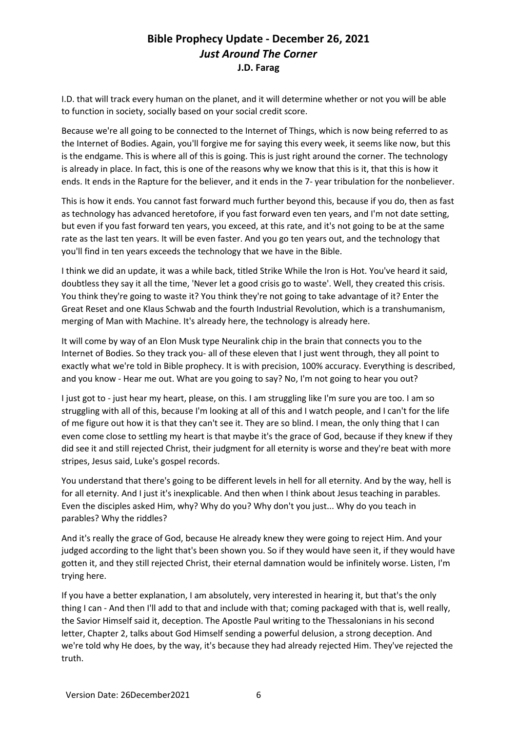I.D. that will track every human on the planet, and it will determine whether or not you will be able to function in society, socially based on your social credit score.

Because we're all going to be connected to the Internet of Things, which is now being referred to as the Internet of Bodies. Again, you'll forgive me for saying this every week, it seems like now, but this is the endgame. This is where all of this is going. This is just right around the corner. The technology is already in place. In fact, this is one of the reasons why we know that this is it, that this is how it ends. It ends in the Rapture for the believer, and it ends in the 7- year tribulation for the nonbeliever.

This is how it ends. You cannot fast forward much further beyond this, because if you do, then as fast as technology has advanced heretofore, if you fast forward even ten years, and I'm not date setting, but even if you fast forward ten years, you exceed, at this rate, and it's not going to be at the same rate as the last ten years. It will be even faster. And you go ten years out, and the technology that you'll find in ten years exceeds the technology that we have in the Bible.

I think we did an update, it was a while back, titled Strike While the Iron is Hot. You've heard it said, doubtless they say it all the time, 'Never let a good crisis go to waste'. Well, they created this crisis. You think they're going to waste it? You think they're not going to take advantage of it? Enter the Great Reset and one Klaus Schwab and the fourth Industrial Revolution, which is a transhumanism, merging of Man with Machine. It's already here, the technology is already here.

It will come by way of an Elon Musk type Neuralink chip in the brain that connects you to the Internet of Bodies. So they track you- all of these eleven that I just went through, they all point to exactly what we're told in Bible prophecy. It is with precision, 100% accuracy. Everything is described, and you know - Hear me out. What are you going to say? No, I'm not going to hear you out?

I just got to - just hear my heart, please, on this. I am struggling like I'm sure you are too. I am so struggling with all of this, because I'm looking at all of this and I watch people, and I can't for the life of me figure out how it is that they can't see it. They are so blind. I mean, the only thing that I can even come close to settling my heart is that maybe it's the grace of God, because if they knew if they did see it and still rejected Christ, their judgment for all eternity is worse and they're beat with more stripes, Jesus said, Luke's gospel records.

You understand that there's going to be different levels in hell for all eternity. And by the way, hell is for all eternity. And I just it's inexplicable. And then when I think about Jesus teaching in parables. Even the disciples asked Him, why? Why do you? Why don't you just... Why do you teach in parables? Why the riddles?

And it's really the grace of God, because He already knew they were going to reject Him. And your judged according to the light that's been shown you. So if they would have seen it, if they would have gotten it, and they still rejected Christ, their eternal damnation would be infinitely worse. Listen, I'm trying here.

If you have a better explanation, I am absolutely, very interested in hearing it, but that's the only thing I can - And then I'll add to that and include with that; coming packaged with that is, well really, the Savior Himself said it, deception. The Apostle Paul writing to the Thessalonians in his second letter, Chapter 2, talks about God Himself sending a powerful delusion, a strong deception. And we're told why He does, by the way, it's because they had already rejected Him. They've rejected the truth.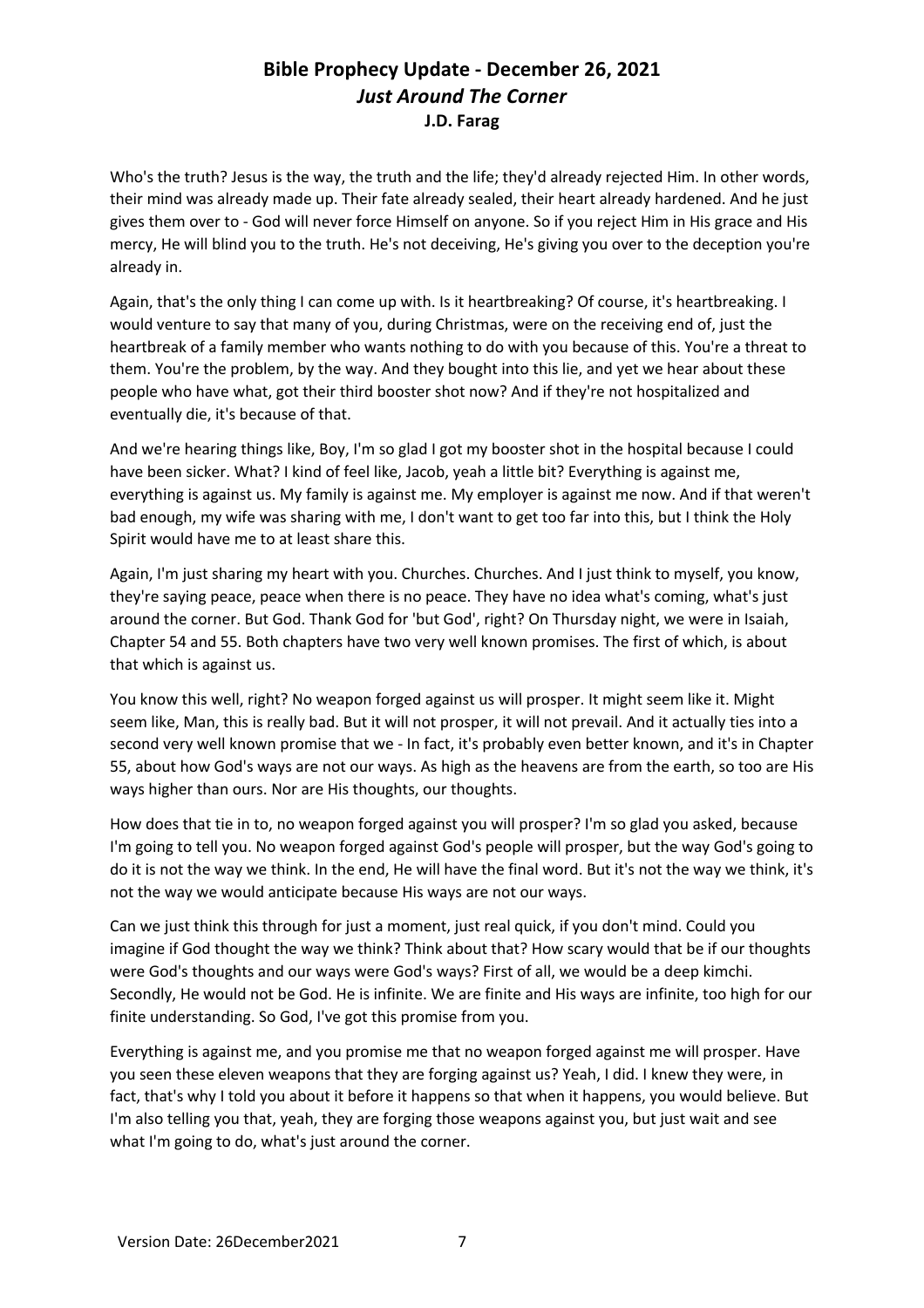Who's the truth? Jesus is the way, the truth and the life; they'd already rejected Him. In other words, their mind was already made up. Their fate already sealed, their heart already hardened. And he just gives them over to - God will never force Himself on anyone. So if you reject Him in His grace and His mercy, He will blind you to the truth. He's not deceiving, He's giving you over to the deception you're already in.

Again, that's the only thing I can come up with. Is it heartbreaking? Of course, it's heartbreaking. I would venture to say that many of you, during Christmas, were on the receiving end of, just the heartbreak of a family member who wants nothing to do with you because of this. You're a threat to them. You're the problem, by the way. And they bought into this lie, and yet we hear about these people who have what, got their third booster shot now? And if they're not hospitalized and eventually die, it's because of that.

And we're hearing things like, Boy, I'm so glad I got my booster shot in the hospital because I could have been sicker. What? I kind of feel like, Jacob, yeah a little bit? Everything is against me, everything is against us. My family is against me. My employer is against me now. And if that weren't bad enough, my wife was sharing with me, I don't want to get too far into this, but I think the Holy Spirit would have me to at least share this.

Again, I'm just sharing my heart with you. Churches. Churches. And I just think to myself, you know, they're saying peace, peace when there is no peace. They have no idea what's coming, what's just around the corner. But God. Thank God for 'but God', right? On Thursday night, we were in Isaiah, Chapter 54 and 55. Both chapters have two very well known promises. The first of which, is about that which is against us.

You know this well, right? No weapon forged against us will prosper. It might seem like it. Might seem like, Man, this is really bad. But it will not prosper, it will not prevail. And it actually ties into a second very well known promise that we - In fact, it's probably even better known, and it's in Chapter 55, about how God's ways are not our ways. As high as the heavens are from the earth, so too are His ways higher than ours. Nor are His thoughts, our thoughts.

How does that tie in to, no weapon forged against you will prosper? I'm so glad you asked, because I'm going to tell you. No weapon forged against God's people will prosper, but the way God's going to do it is not the way we think. In the end, He will have the final word. But it's not the way we think, it's not the way we would anticipate because His ways are not our ways.

Can we just think this through for just a moment, just real quick, if you don't mind. Could you imagine if God thought the way we think? Think about that? How scary would that be if our thoughts were God's thoughts and our ways were God's ways? First of all, we would be a deep kimchi. Secondly, He would not be God. He is infinite. We are finite and His ways are infinite, too high for our finite understanding. So God, I've got this promise from you.

Everything is against me, and you promise me that no weapon forged against me will prosper. Have you seen these eleven weapons that they are forging against us? Yeah, I did. I knew they were, in fact, that's why I told you about it before it happens so that when it happens, you would believe. But I'm also telling you that, yeah, they are forging those weapons against you, but just wait and see what I'm going to do, what's just around the corner.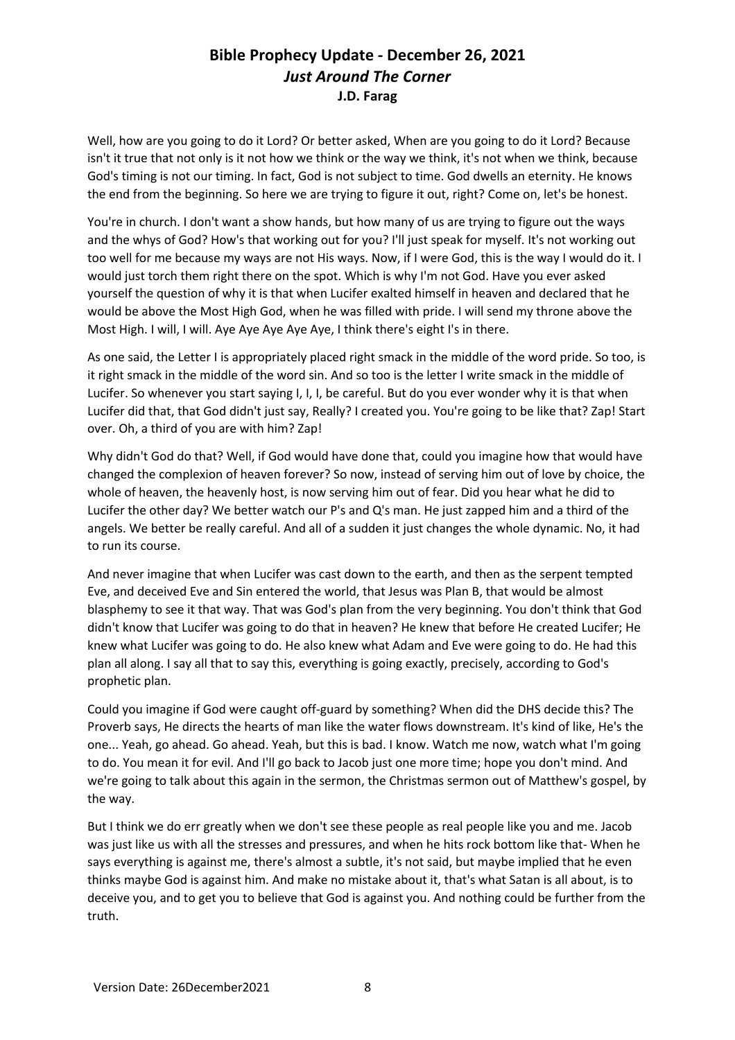# Bible Prophecy Update - December 26, 2021
## *Just Around The Corner*
### J.D. Farag

Well, how are you going to do it Lord? Or better asked, When are you going to do it Lord? Because isn't it true that not only is it not how we think or the way we think, it's not when we think, because God's timing is not our timing. In fact, God is not subject to time. God dwells an eternity. He knows the end from the beginning. So here we are trying to figure it out, right? Come on, let's be honest.

You're in church. I don't want a show hands, but how many of us are trying to figure out the ways and the whys of God? How's that working out for you? I'll just speak for myself. It's not working out too well for me because my ways are not His ways. Now, if I were God, this is the way I would do it. I would just torch them right there on the spot. Which is why I'm not God. Have you ever asked yourself the question of why it is that when Lucifer exalted himself in heaven and declared that he would be above the Most High God, when he was filled with pride. I will send my throne above the Most High. I will, I will. Aye Aye Aye Aye Aye, I think there's eight I's in there.

As one said, the Letter I is appropriately placed right smack in the middle of the word pride. So too, is it right smack in the middle of the word sin. And so too is the letter I write smack in the middle of Lucifer. So whenever you start saying I, I, I, be careful. But do you ever wonder why it is that when Lucifer did that, that God didn't just say, Really? I created you. You're going to be like that? Zap! Start over. Oh, a third of you are with him? Zap!

Why didn't God do that? Well, if God would have done that, could you imagine how that would have changed the complexion of heaven forever? So now, instead of serving him out of love by choice, the whole of heaven, the heavenly host, is now serving him out of fear. Did you hear what he did to Lucifer the other day? We better watch our P's and Q's man. He just zapped him and a third of the angels. We better be really careful. And all of a sudden it just changes the whole dynamic. No, it had to run its course.

And never imagine that when Lucifer was cast down to the earth, and then as the serpent tempted Eve, and deceived Eve and Sin entered the world, that Jesus was Plan B, that would be almost blasphemy to see it that way. That was God's plan from the very beginning. You don't think that God didn't know that Lucifer was going to do that in heaven? He knew that before He created Lucifer; He knew what Lucifer was going to do. He also knew what Adam and Eve were going to do. He had this plan all along. I say all that to say this, everything is going exactly, precisely, according to God's prophetic plan.

Could you imagine if God were caught off-guard by something? When did the DHS decide this? The Proverb says, He directs the hearts of man like the water flows downstream. It's kind of like, He's the one... Yeah, go ahead. Go ahead. Yeah, but this is bad. I know. Watch me now, watch what I'm going to do. You mean it for evil. And I'll go back to Jacob just one more time; hope you don't mind. And we're going to talk about this again in the sermon, the Christmas sermon out of Matthew's gospel, by the way.

But I think we do err greatly when we don't see these people as real people like you and me. Jacob was just like us with all the stresses and pressures, and when he hits rock bottom like that- When he says everything is against me, there's almost a subtle, it's not said, but maybe implied that he even thinks maybe God is against him. And make no mistake about it, that's what Satan is all about, is to deceive you, and to get you to believe that God is against you. And nothing could be further from the truth.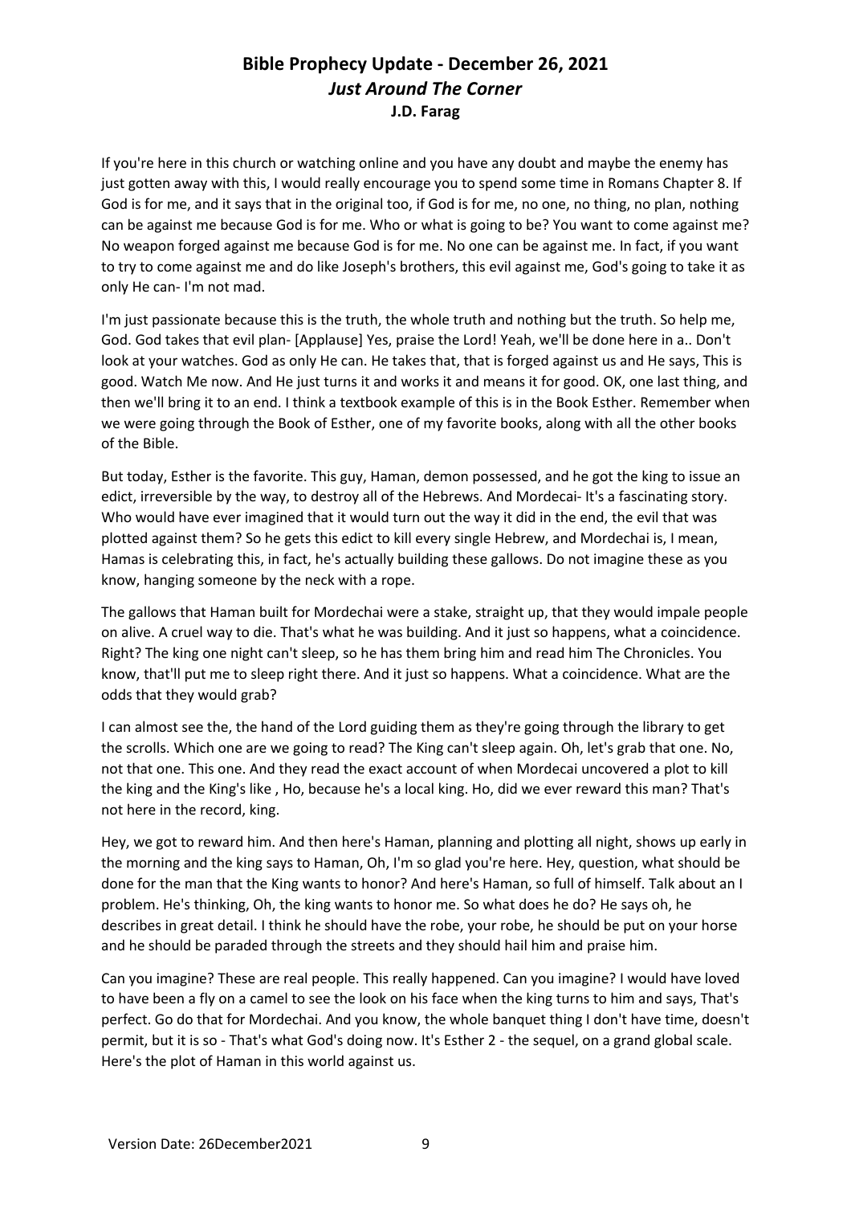# Bible Prophecy Update - December 26, 2021

## *Just Around The Corner*

### J.D. Farag

If you're here in this church or watching online and you have any doubt and maybe the enemy has just gotten away with this, I would really encourage you to spend some time in Romans Chapter 8. If God is for me, and it says that in the original too, if God is for me, no one, no thing, no plan, nothing can be against me because God is for me. Who or what is going to be? You want to come against me? No weapon forged against me because God is for me. No one can be against me. In fact, if you want to try to come against me and do like Joseph's brothers, this evil against me, God's going to take it as only He can- I'm not mad.

I'm just passionate because this is the truth, the whole truth and nothing but the truth. So help me, God. God takes that evil plan- [Applause] Yes, praise the Lord! Yeah, we'll be done here in a.. Don't look at your watches. God as only He can. He takes that, that is forged against us and He says, This is good. Watch Me now. And He just turns it and works it and means it for good. OK, one last thing, and then we'll bring it to an end. I think a textbook example of this is in the Book Esther. Remember when we were going through the Book of Esther, one of my favorite books, along with all the other books of the Bible.

But today, Esther is the favorite. This guy, Haman, demon possessed, and he got the king to issue an edict, irreversible by the way, to destroy all of the Hebrews. And Mordecai- It's a fascinating story. Who would have ever imagined that it would turn out the way it did in the end, the evil that was plotted against them? So he gets this edict to kill every single Hebrew, and Mordechai is, I mean, Hamas is celebrating this, in fact, he's actually building these gallows. Do not imagine these as you know, hanging someone by the neck with a rope.

The gallows that Haman built for Mordechai were a stake, straight up, that they would impale people on alive. A cruel way to die. That's what he was building. And it just so happens, what a coincidence. Right? The king one night can't sleep, so he has them bring him and read him The Chronicles. You know, that'll put me to sleep right there. And it just so happens. What a coincidence. What are the odds that they would grab?

I can almost see the, the hand of the Lord guiding them as they're going through the library to get the scrolls. Which one are we going to read? The King can't sleep again. Oh, let's grab that one. No, not that one. This one. And they read the exact account of when Mordecai uncovered a plot to kill the king and the King's like , Ho, because he's a local king. Ho, did we ever reward this man? That's not here in the record, king.

Hey, we got to reward him. And then here's Haman, planning and plotting all night, shows up early in the morning and the king says to Haman, Oh, I'm so glad you're here. Hey, question, what should be done for the man that the King wants to honor? And here's Haman, so full of himself. Talk about an I problem. He's thinking, Oh, the king wants to honor me. So what does he do? He says oh, he describes in great detail. I think he should have the robe, your robe, he should be put on your horse and he should be paraded through the streets and they should hail him and praise him.

Can you imagine? These are real people. This really happened. Can you imagine? I would have loved to have been a fly on a camel to see the look on his face when the king turns to him and says, That's perfect. Go do that for Mordechai. And you know, the whole banquet thing I don't have time, doesn't permit, but it is so - That's what God's doing now. It's Esther 2 - the sequel, on a grand global scale. Here's the plot of Haman in this world against us.

Version Date: 26December2021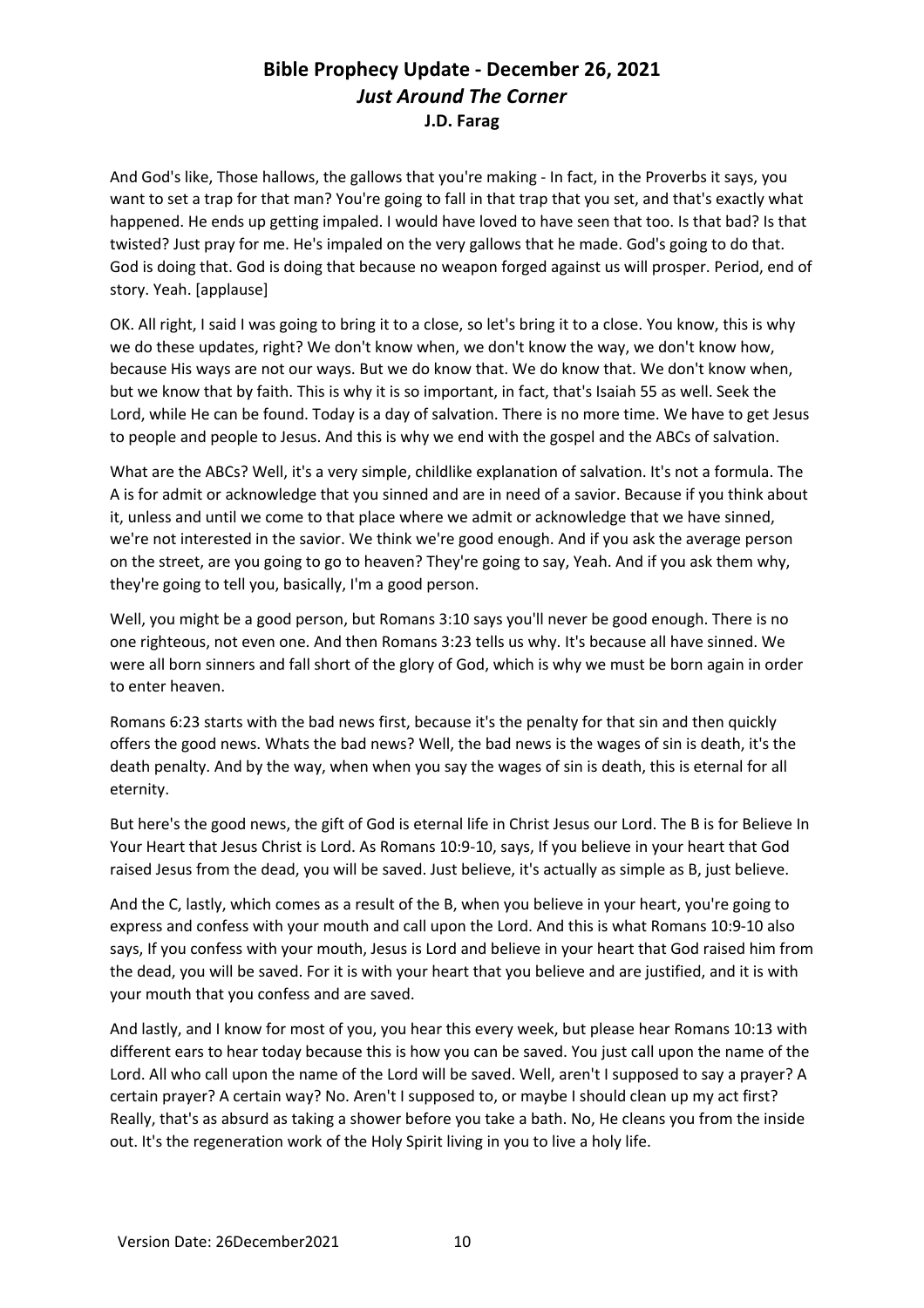And God's like, Those hallows, the gallows that you're making - In fact, in the Proverbs it says, you want to set a trap for that man? You're going to fall in that trap that you set, and that's exactly what happened. He ends up getting impaled. I would have loved to have seen that too. Is that bad? Is that twisted? Just pray for me. He's impaled on the very gallows that he made. God's going to do that. God is doing that. God is doing that because no weapon forged against us will prosper. Period, end of story. Yeah. [applause]

OK. All right, I said I was going to bring it to a close, so let's bring it to a close. You know, this is why we do these updates, right? We don't know when, we don't know the way, we don't know how, because His ways are not our ways. But we do know that. We do know that. We don't know when, but we know that by faith. This is why it is so important, in fact, that's Isaiah 55 as well. Seek the Lord, while He can be found. Today is a day of salvation. There is no more time. We have to get Jesus to people and people to Jesus. And this is why we end with the gospel and the ABCs of salvation.

What are the ABCs? Well, it's a very simple, childlike explanation of salvation. It's not a formula. The A is for admit or acknowledge that you sinned and are in need of a savior. Because if you think about it, unless and until we come to that place where we admit or acknowledge that we have sinned, we're not interested in the savior. We think we're good enough. And if you ask the average person on the street, are you going to go to heaven? They're going to say, Yeah. And if you ask them why, they're going to tell you, basically, I'm a good person.

Well, you might be a good person, but Romans 3:10 says you'll never be good enough. There is no one righteous, not even one. And then Romans 3:23 tells us why. It's because all have sinned. We were all born sinners and fall short of the glory of God, which is why we must be born again in order to enter heaven.

Romans 6:23 starts with the bad news first, because it's the penalty for that sin and then quickly offers the good news. Whats the bad news? Well, the bad news is the wages of sin is death, it's the death penalty. And by the way, when when you say the wages of sin is death, this is eternal for all eternity.

But here's the good news, the gift of God is eternal life in Christ Jesus our Lord. The B is for Believe In Your Heart that Jesus Christ is Lord. As Romans 10:9-10, says, If you believe in your heart that God raised Jesus from the dead, you will be saved. Just believe, it's actually as simple as B, just believe.

And the C, lastly, which comes as a result of the B, when you believe in your heart, you're going to express and confess with your mouth and call upon the Lord. And this is what Romans 10:9-10 also says, If you confess with your mouth, Jesus is Lord and believe in your heart that God raised him from the dead, you will be saved. For it is with your heart that you believe and are justified, and it is with your mouth that you confess and are saved.

And lastly, and I know for most of you, you hear this every week, but please hear Romans 10:13 with different ears to hear today because this is how you can be saved. You just call upon the name of the Lord. All who call upon the name of the Lord will be saved. Well, aren't I supposed to say a prayer? A certain prayer? A certain way? No. Aren't I supposed to, or maybe I should clean up my act first? Really, that's as absurd as taking a shower before you take a bath. No, He cleans you from the inside out. It's the regeneration work of the Holy Spirit living in you to live a holy life.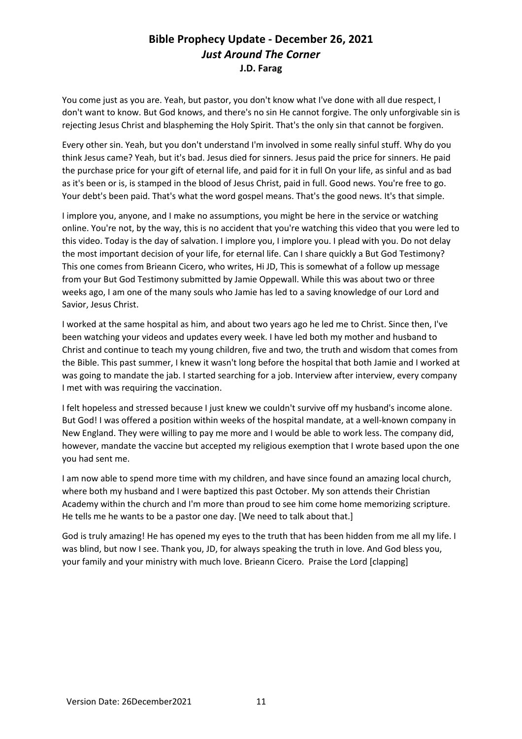# Bible Prophecy Update - December 26, 2021
## *Just Around The Corner*
### J.D. Farag

You come just as you are. Yeah, but pastor, you don't know what I've done with all due respect, I don't want to know. But God knows, and there's no sin He cannot forgive. The only unforgivable sin is rejecting Jesus Christ and blaspheming the Holy Spirit. That's the only sin that cannot be forgiven.

Every other sin. Yeah, but you don't understand I'm involved in some really sinful stuff. Why do you think Jesus came? Yeah, but it's bad. Jesus died for sinners. Jesus paid the price for sinners. He paid the purchase price for your gift of eternal life, and paid for it in full On your life, as sinful and as bad as it's been or is, is stamped in the blood of Jesus Christ, paid in full. Good news. You're free to go. Your debt's been paid. That's what the word gospel means. That's the good news. It's that simple.

I implore you, anyone, and I make no assumptions, you might be here in the service or watching online. You're not, by the way, this is no accident that you're watching this video that you were led to this video. Today is the day of salvation. I implore you, I implore you. I plead with you. Do not delay the most important decision of your life, for eternal life. Can I share quickly a But God Testimony? This one comes from Brieann Cicero, who writes, Hi JD, This is somewhat of a follow up message from your But God Testimony submitted by Jamie Oppewall. While this was about two or three weeks ago, I am one of the many souls who Jamie has led to a saving knowledge of our Lord and Savior, Jesus Christ.

I worked at the same hospital as him, and about two years ago he led me to Christ. Since then, I've been watching your videos and updates every week. I have led both my mother and husband to Christ and continue to teach my young children, five and two, the truth and wisdom that comes from the Bible. This past summer, I knew it wasn't long before the hospital that both Jamie and I worked at was going to mandate the jab. I started searching for a job. Interview after interview, every company I met with was requiring the vaccination.

I felt hopeless and stressed because I just knew we couldn't survive off my husband's income alone. But God! I was offered a position within weeks of the hospital mandate, at a well-known company in New England. They were willing to pay me more and I would be able to work less. The company did, however, mandate the vaccine but accepted my religious exemption that I wrote based upon the one you had sent me.

I am now able to spend more time with my children, and have since found an amazing local church, where both my husband and I were baptized this past October. My son attends their Christian Academy within the church and I'm more than proud to see him come home memorizing scripture. He tells me he wants to be a pastor one day. [We need to talk about that.]

God is truly amazing! He has opened my eyes to the truth that has been hidden from me all my life. I was blind, but now I see. Thank you, JD, for always speaking the truth in love. And God bless you, your family and your ministry with much love. Brieann Cicero. Praise the Lord [clapping]